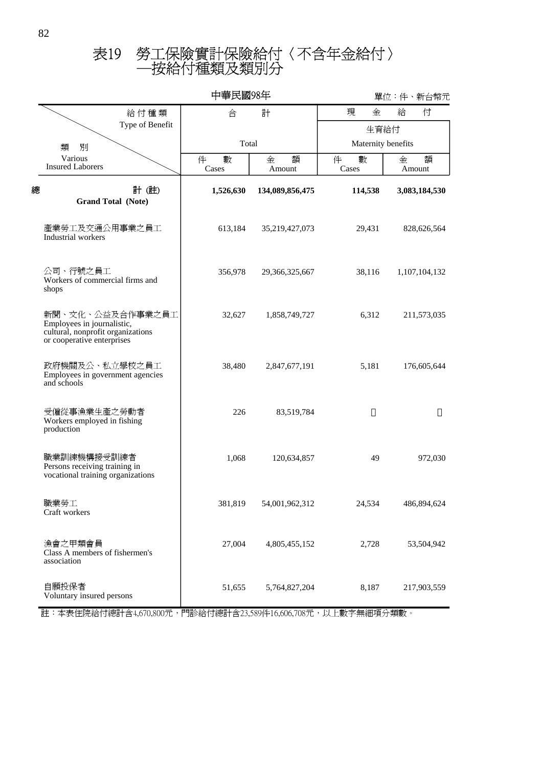# 表19 勞工保險實計保險給付〈不含年金給付〉—按給付種類及類別分

中華民國98年

單位：件、新台幣元

| 給付種類 Type of Benefit / 類別 Various Insured Laborers | 合計 Total | | 現金給付 生育給付 Maternity benefits | |
|---|---|---|---|---|
| | 件數 Cases | 金額 Amount | 件數 Cases | 金額 Amount |
| **總計 (註) Grand Total (Note)** | **1,526,630** | **134,089,856,475** | **114,538** | **3,083,184,530** |
| 產業勞工及交通公用事業之員工 Industrial workers | 613,184 | 35,219,427,073 | 29,431 | 828,626,564 |
| 公司、行號之員工 Workers of commercial firms and shops | 356,978 | 29,366,325,667 | 38,116 | 1,107,104,132 |
| 新聞、文化、公益及合作事業之員工 Employees in journalistic, cultural, nonprofit organizations or cooperative enterprises | 32,627 | 1,858,749,727 | 6,312 | 211,573,035 |
| 政府機關及公、私立學校之員工 Employees in government agencies and schools | 38,480 | 2,847,677,191 | 5,181 | 176,605,644 |
| 受僱從事漁業生產之勞動者 Workers employed in fishing production | 226 | 83,519,784 | － | － |
| 職業訓練機構接受訓練者 Persons receiving training in vocational training organizations | 1,068 | 120,634,857 | 49 | 972,030 |
| 職業勞工 Craft workers | 381,819 | 54,001,962,312 | 24,534 | 486,894,624 |
| 漁會之甲類會員 Class A members of fishermen's association | 27,004 | 4,805,455,152 | 2,728 | 53,504,942 |
| 自願投保者 Voluntary insured persons | 51,655 | 5,764,827,204 | 8,187 | 217,903,559 |

註：本表住院給付總計含4,670,800元，門診給付總計含23,589件16,606,708元，以上數字無細項分類數。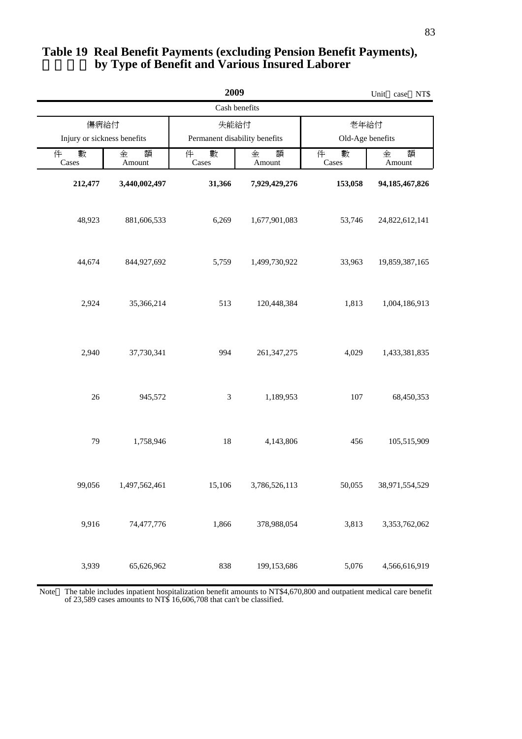# Table 19 Real Benefit Payments (excluding Pension Benefit Payments), by Type of Benefit and Various Insured Laborer

**2009**

Unit：case；NT$

| Cash benefits | | | | | |
|---|---|---|---|---|---|
| 傷病給付 Injury or sickness benefits | | 失能給付 Permanent disability benefits | | 老年給付 Old-Age benefits | |
| 件數 Cases | 金額 Amount | 件數 Cases | 金額 Amount | 件數 Cases | 金額 Amount |
| **212,477** | **3,440,002,497** | **31,366** | **7,929,429,276** | **153,058** | **94,185,467,826** |
| 48,923 | 881,606,533 | 6,269 | 1,677,901,083 | 53,746 | 24,822,612,141 |
| 44,674 | 844,927,692 | 5,759 | 1,499,730,922 | 33,963 | 19,859,387,165 |
| 2,924 | 35,366,214 | 513 | 120,448,384 | 1,813 | 1,004,186,913 |
| 2,940 | 37,730,341 | 994 | 261,347,275 | 4,029 | 1,433,381,835 |
| 26 | 945,572 | 3 | 1,189,953 | 107 | 68,450,353 |
| 79 | 1,758,946 | 18 | 4,143,806 | 456 | 105,515,909 |
| 99,056 | 1,497,562,461 | 15,106 | 3,786,526,113 | 50,055 | 38,971,554,529 |
| 9,916 | 74,477,776 | 1,866 | 378,988,054 | 3,813 | 3,353,762,062 |
| 3,939 | 65,626,962 | 838 | 199,153,686 | 5,076 | 4,566,616,919 |

Note：The table includes inpatient hospitalization benefit amounts to NT$4,670,800 and outpatient medical care benefit of 23,589 cases amounts to NT$ 16,606,708 that can't be classified.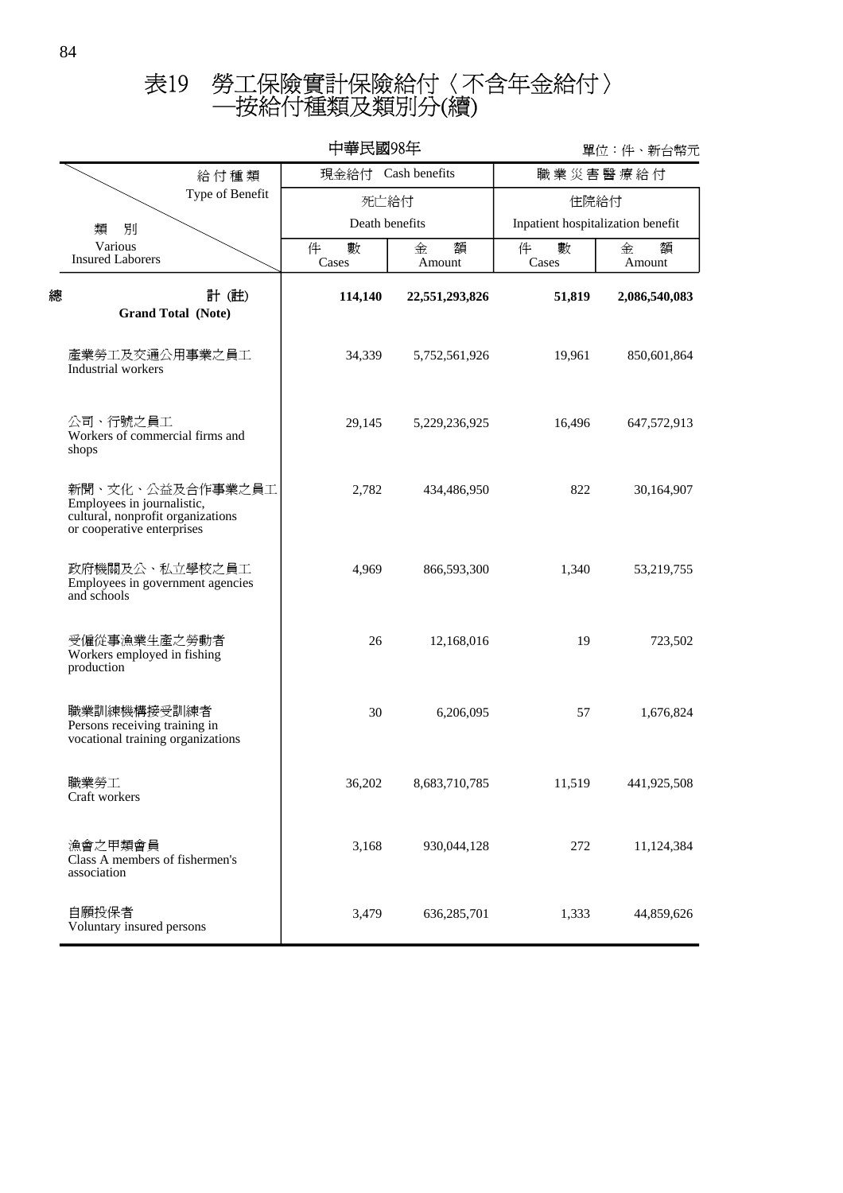# 表19 勞工保險實計保險給付〈不含年金給付〉—按給付種類及類別分(續)

中華民國98年

單位：件、新台幣元

| 給付種類 Type of Benefit / 類別 Various Insured Laborers | 現金給付 Cash benefits 死亡給付 Death benefits | | 職業災害醫療給付 住院給付 Inpatient hospitalization benefit | |
|---|---|---|---|---|
| | 件數 Cases | 金額 Amount | 件數 Cases | 金額 Amount |
| **總計 (註) Grand Total (Note)** | **114,140** | **22,551,293,826** | **51,819** | **2,086,540,083** |
| 產業勞工及交通公用事業之員工 Industrial workers | 34,339 | 5,752,561,926 | 19,961 | 850,601,864 |
| 公司、行號之員工 Workers of commercial firms and shops | 29,145 | 5,229,236,925 | 16,496 | 647,572,913 |
| 新聞、文化、公益及合作事業之員工 Employees in journalistic, cultural, nonprofit organizations or cooperative enterprises | 2,782 | 434,486,950 | 822 | 30,164,907 |
| 政府機關及公、私立學校之員工 Employees in government agencies and schools | 4,969 | 866,593,300 | 1,340 | 53,219,755 |
| 受僱從事漁業生產之勞動者 Workers employed in fishing production | 26 | 12,168,016 | 19 | 723,502 |
| 職業訓練機構接受訓練者 Persons receiving training in vocational training organizations | 30 | 6,206,095 | 57 | 1,676,824 |
| 職業勞工 Craft workers | 36,202 | 8,683,710,785 | 11,519 | 441,925,508 |
| 漁會之甲類會員 Class A members of fishermen's association | 3,168 | 930,044,128 | 272 | 11,124,384 |
| 自願投保者 Voluntary insured persons | 3,479 | 636,285,701 | 1,333 | 44,859,626 |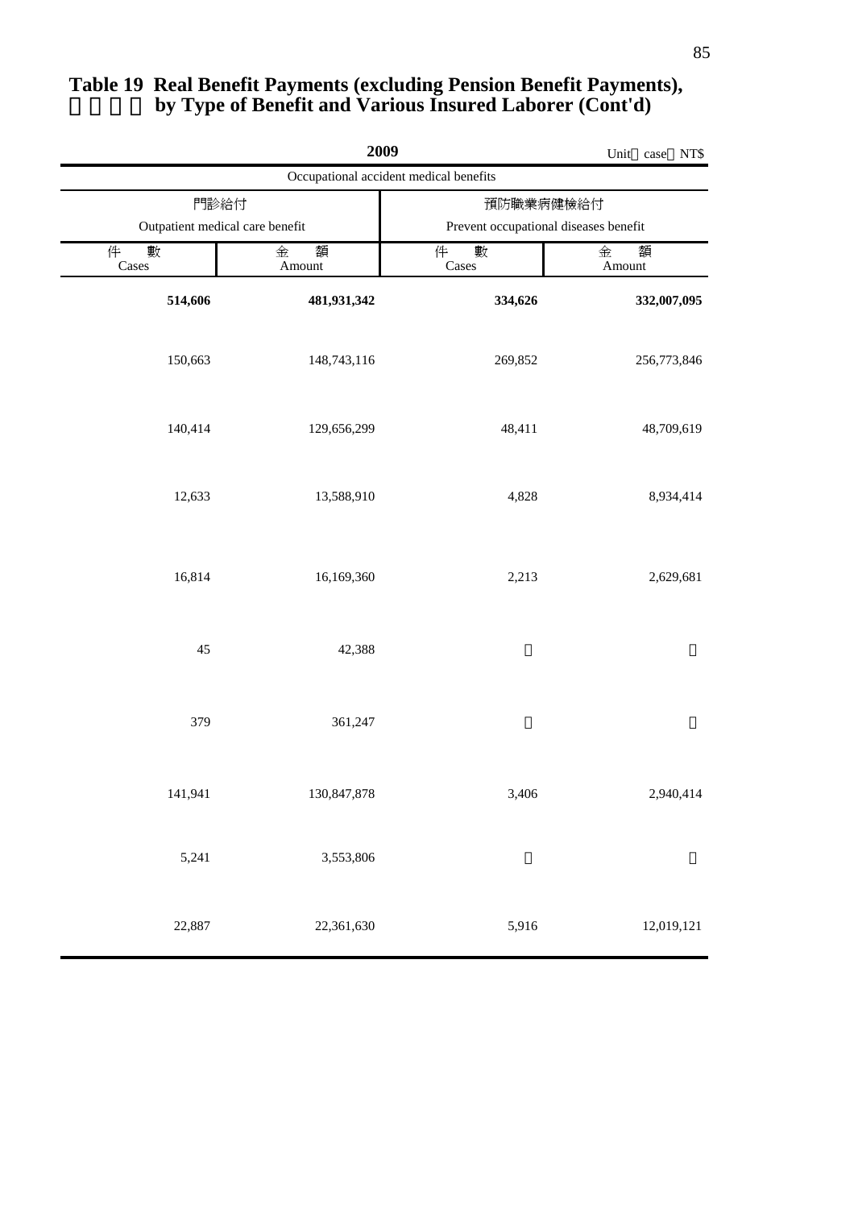# Table 19 Real Benefit Payments (excluding Pension Benefit Payments), by Type of Benefit and Various Insured Laborer (Cont'd)

2009 — Unit: case; NT$

| Occupational accident medical benefits | | | |
|---|---|---|---|
| 門診給付 Outpatient medical care benefit | | 預防職業病健檢給付 Prevent occupational diseases benefit | |
| 件數 Cases | 金額 Amount | 件數 Cases | 金額 Amount |
| **514,606** | **481,931,342** | **334,626** | **332,007,095** |
| 150,663 | 148,743,116 | 269,852 | 256,773,846 |
| 140,414 | 129,656,299 | 48,411 | 48,709,619 |
| 12,633 | 13,588,910 | 4,828 | 8,934,414 |
| 16,814 | 16,169,360 | 2,213 | 2,629,681 |
| 45 | 42,388 | - | - |
| 379 | 361,247 | - | - |
| 141,941 | 130,847,878 | 3,406 | 2,940,414 |
| 5,241 | 3,553,806 | - | - |
| 22,887 | 22,361,630 | 5,916 | 12,019,121 |